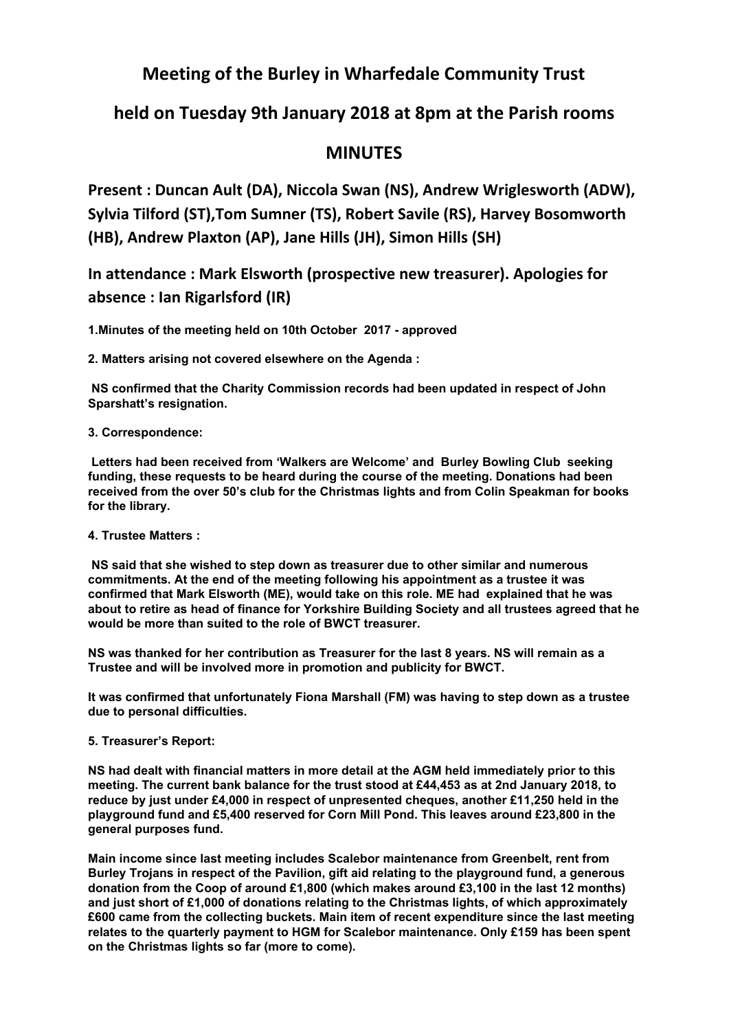# Meeting of the Burley in Wharfedale Community Trust

## held on Tuesday 9th January 2018 at 8pm at the Parish rooms

## MINUTES

**Present : Duncan Ault (DA), Niccola Swan (NS), Andrew Wriglesworth (ADW), Sylvia Tilford (ST),Tom Sumner (TS), Robert Savile (RS), Harvey Bosomworth (HB), Andrew Plaxton (AP), Jane Hills (JH), Simon Hills (SH)**

**In attendance : Mark Elsworth (prospective new treasurer). Apologies for absence : Ian Rigarlsford (IR)**

**1.Minutes of the meeting held on 10th October 2017 - approved**

**2. Matters arising not covered elsewhere on the Agenda :**

**NS confirmed that the Charity Commission records had been updated in respect of John Sparshatt's resignation.**

**3. Correspondence:**

**Letters had been received from 'Walkers are Welcome' and Burley Bowling Club seeking funding, these requests to be heard during the course of the meeting. Donations had been received from the over 50's club for the Christmas lights and from Colin Speakman for books for the library.**

**4. Trustee Matters :**

**NS said that she wished to step down as treasurer due to other similar and numerous commitments. At the end of the meeting following his appointment as a trustee it was confirmed that Mark Elsworth (ME), would take on this role. ME had explained that he was about to retire as head of finance for Yorkshire Building Society and all trustees agreed that he would be more than suited to the role of BWCT treasurer.**

**NS was thanked for her contribution as Treasurer for the last 8 years. NS will remain as a Trustee and will be involved more in promotion and publicity for BWCT.**

**It was confirmed that unfortunately Fiona Marshall (FM) was having to step down as a trustee due to personal difficulties.**

**5. Treasurer's Report:**

**NS had dealt with financial matters in more detail at the AGM held immediately prior to this meeting. The current bank balance for the trust stood at £44,453 as at 2nd January 2018, to reduce by just under £4,000 in respect of unpresented cheques, another £11,250 held in the playground fund and £5,400 reserved for Corn Mill Pond. This leaves around £23,800 in the general purposes fund.**

**Main income since last meeting includes Scalebor maintenance from Greenbelt, rent from Burley Trojans in respect of the Pavilion, gift aid relating to the playground fund, a generous donation from the Coop of around £1,800 (which makes around £3,100 in the last 12 months) and just short of £1,000 of donations relating to the Christmas lights, of which approximately £600 came from the collecting buckets. Main item of recent expenditure since the last meeting relates to the quarterly payment to HGM for Scalebor maintenance. Only £159 has been spent on the Christmas lights so far (more to come).**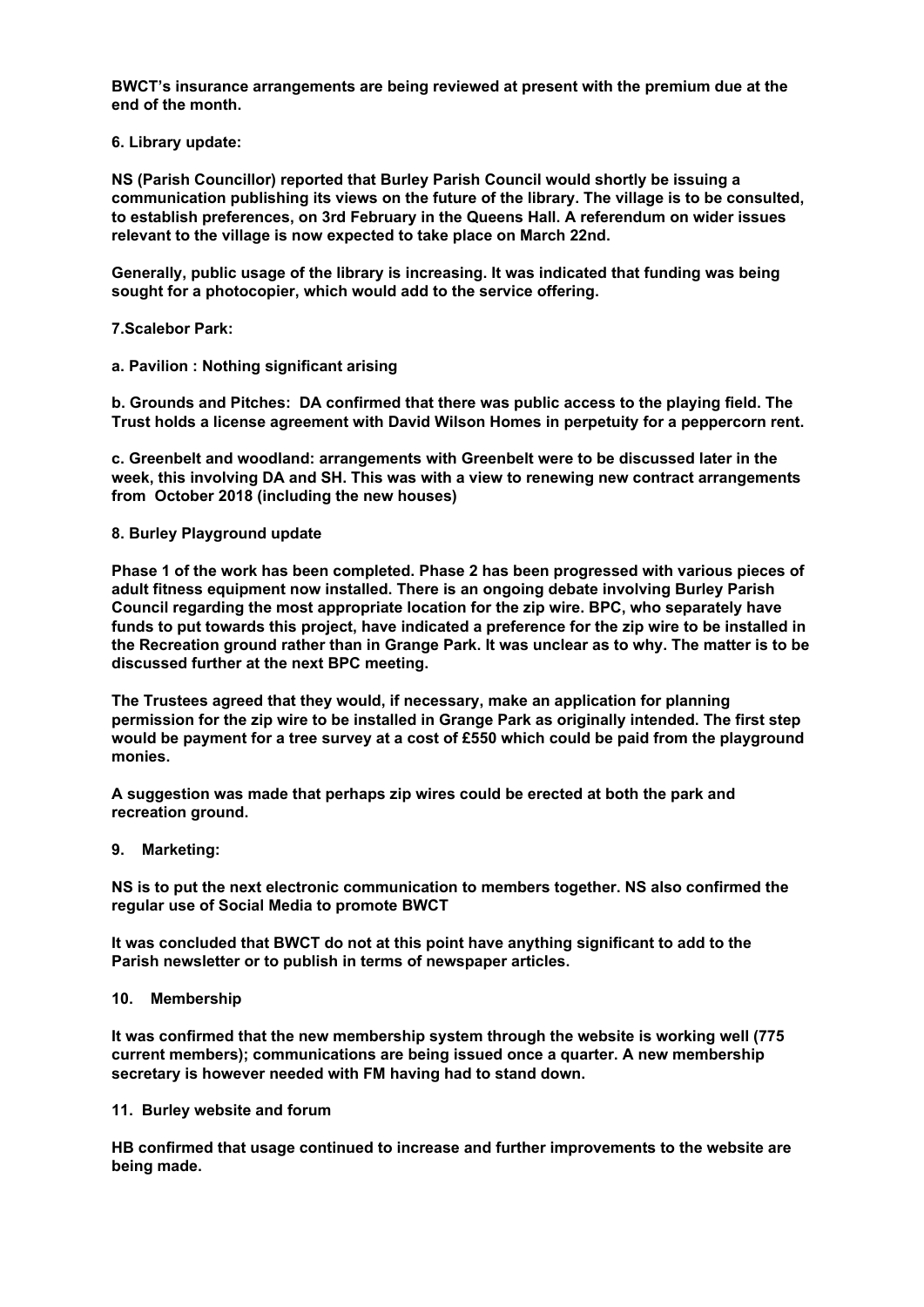**BWCT's insurance arrangements are being reviewed at present with the premium due at the end of the month.**

**6. Library update:**

**NS (Parish Councillor) reported that Burley Parish Council would shortly be issuing a communication publishing its views on the future of the library. The village is to be consulted, to establish preferences, on 3rd February in the Queens Hall. A referendum on wider issues relevant to the village is now expected to take place on March 22nd.**

**Generally, public usage of the library is increasing. It was indicated that funding was being sought for a photocopier, which would add to the service offering.**

**7.Scalebor Park:**

**a. Pavilion : Nothing significant arising**

**b. Grounds and Pitches: DA confirmed that there was public access to the playing field. The Trust holds a license agreement with David Wilson Homes in perpetuity for a peppercorn rent.**

**c. Greenbelt and woodland: arrangements with Greenbelt were to be discussed later in the week, this involving DA and SH. This was with a view to renewing new contract arrangements from October 2018 (including the new houses)**

**8. Burley Playground update**

**Phase 1 of the work has been completed. Phase 2 has been progressed with various pieces of adult fitness equipment now installed. There is an ongoing debate involving Burley Parish Council regarding the most appropriate location for the zip wire. BPC, who separately have funds to put towards this project, have indicated a preference for the zip wire to be installed in the Recreation ground rather than in Grange Park. It was unclear as to why. The matter is to be discussed further at the next BPC meeting.**

**The Trustees agreed that they would, if necessary, make an application for planning permission for the zip wire to be installed in Grange Park as originally intended. The first step would be payment for a tree survey at a cost of £550 which could be paid from the playground monies.**

**A suggestion was made that perhaps zip wires could be erected at both the park and recreation ground.**

**9. Marketing:**

**NS is to put the next electronic communication to members together. NS also confirmed the regular use of Social Media to promote BWCT**

**It was concluded that BWCT do not at this point have anything significant to add to the Parish newsletter or to publish in terms of newspaper articles.**

**10. Membership**

**It was confirmed that the new membership system through the website is working well (775 current members); communications are being issued once a quarter. A new membership secretary is however needed with FM having had to stand down.**

**11. Burley website and forum**

**HB confirmed that usage continued to increase and further improvements to the website are being made.**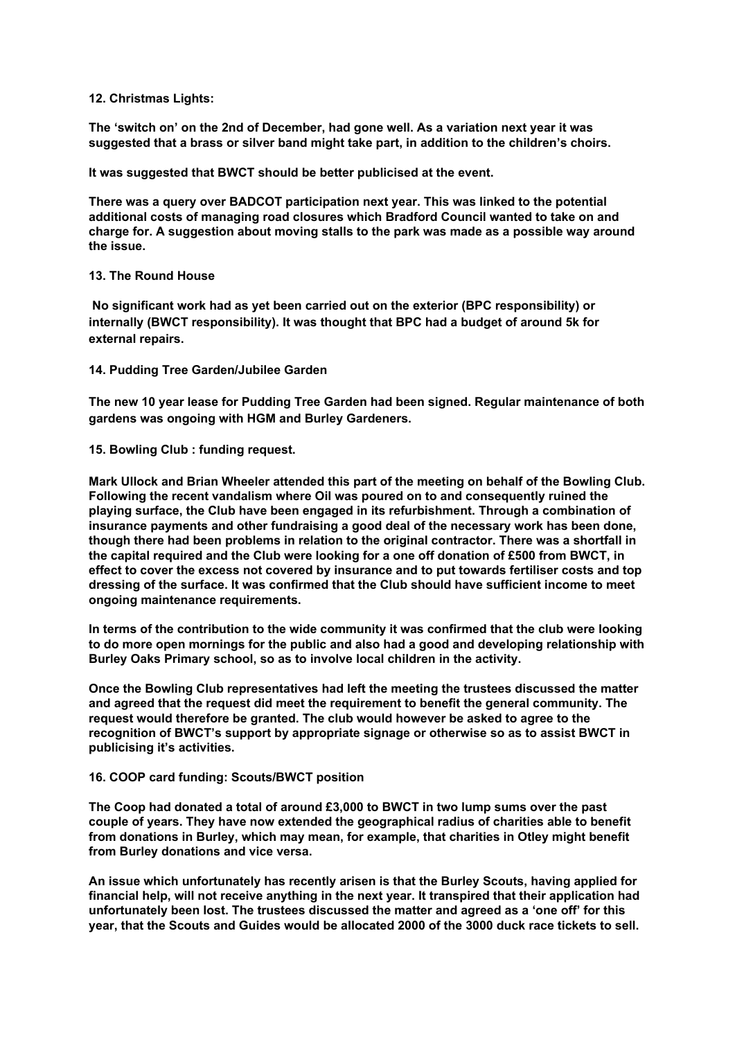**12. Christmas Lights:**

**The 'switch on' on the 2nd of December, had gone well. As a variation next year it was suggested that a brass or silver band might take part, in addition to the children's choirs.**

**It was suggested that BWCT should be better publicised at the event.**

**There was a query over BADCOT participation next year. This was linked to the potential additional costs of managing road closures which Bradford Council wanted to take on and charge for. A suggestion about moving stalls to the park was made as a possible way around the issue.**

**13. The Round House**

**No significant work had as yet been carried out on the exterior (BPC responsibility) or internally (BWCT responsibility). It was thought that BPC had a budget of around 5k for external repairs.**

**14. Pudding Tree Garden/Jubilee Garden**

**The new 10 year lease for Pudding Tree Garden had been signed. Regular maintenance of both gardens was ongoing with HGM and Burley Gardeners.**

**15. Bowling Club : funding request.**

**Mark Ullock and Brian Wheeler attended this part of the meeting on behalf of the Bowling Club. Following the recent vandalism where Oil was poured on to and consequently ruined the playing surface, the Club have been engaged in its refurbishment. Through a combination of insurance payments and other fundraising a good deal of the necessary work has been done, though there had been problems in relation to the original contractor. There was a shortfall in the capital required and the Club were looking for a one off donation of £500 from BWCT, in effect to cover the excess not covered by insurance and to put towards fertiliser costs and top dressing of the surface. It was confirmed that the Club should have sufficient income to meet ongoing maintenance requirements.**

**In terms of the contribution to the wide community it was confirmed that the club were looking to do more open mornings for the public and also had a good and developing relationship with Burley Oaks Primary school, so as to involve local children in the activity.**

**Once the Bowling Club representatives had left the meeting the trustees discussed the matter and agreed that the request did meet the requirement to benefit the general community. The request would therefore be granted. The club would however be asked to agree to the recognition of BWCT's support by appropriate signage or otherwise so as to assist BWCT in publicising it's activities.**

**16. COOP card funding: Scouts/BWCT position**

**The Coop had donated a total of around £3,000 to BWCT in two lump sums over the past couple of years. They have now extended the geographical radius of charities able to benefit from donations in Burley, which may mean, for example, that charities in Otley might benefit from Burley donations and vice versa.**

**An issue which unfortunately has recently arisen is that the Burley Scouts, having applied for financial help, will not receive anything in the next year. It transpired that their application had unfortunately been lost. The trustees discussed the matter and agreed as a 'one off' for this year, that the Scouts and Guides would be allocated 2000 of the 3000 duck race tickets to sell.**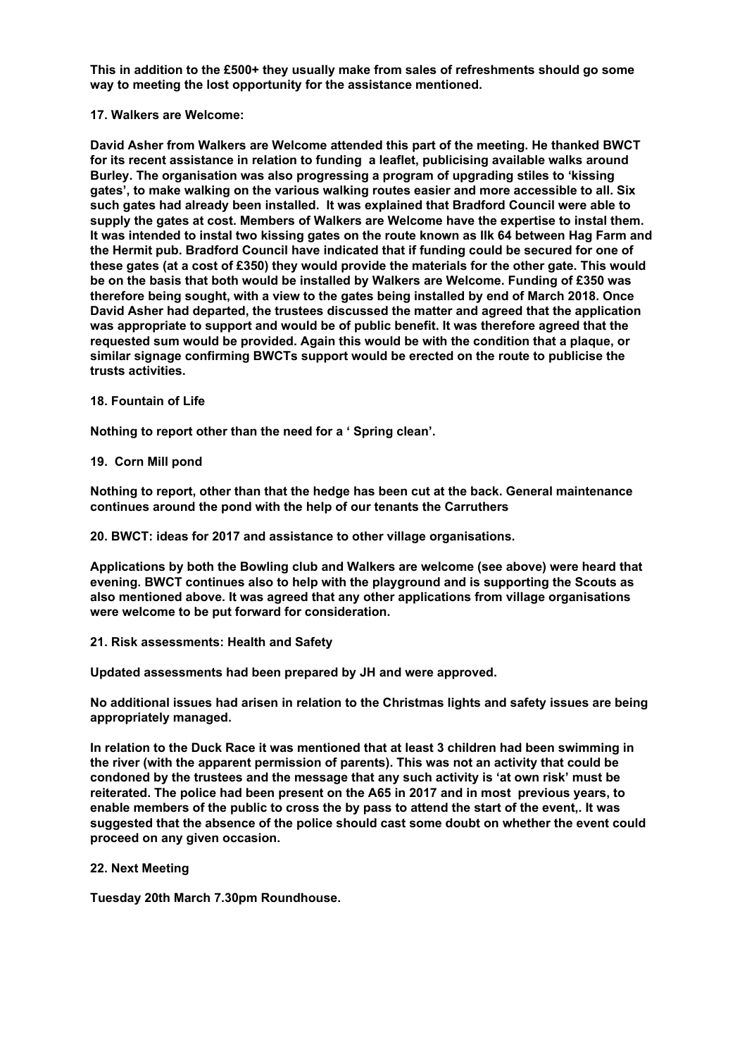**This in addition to the £500+ they usually make from sales of refreshments should go some way to meeting the lost opportunity for the assistance mentioned.**

**17. Walkers are Welcome:**

**David Asher from Walkers are Welcome attended this part of the meeting. He thanked BWCT for its recent assistance in relation to funding a leaflet, publicising available walks around Burley. The organisation was also progressing a program of upgrading stiles to 'kissing gates', to make walking on the various walking routes easier and more accessible to all. Six such gates had already been installed. It was explained that Bradford Council were able to supply the gates at cost. Members of Walkers are Welcome have the expertise to instal them. It was intended to instal two kissing gates on the route known as Ilk 64 between Hag Farm and the Hermit pub. Bradford Council have indicated that if funding could be secured for one of these gates (at a cost of £350) they would provide the materials for the other gate. This would be on the basis that both would be installed by Walkers are Welcome. Funding of £350 was therefore being sought, with a view to the gates being installed by end of March 2018. Once David Asher had departed, the trustees discussed the matter and agreed that the application was appropriate to support and would be of public benefit. It was therefore agreed that the requested sum would be provided. Again this would be with the condition that a plaque, or similar signage confirming BWCTs support would be erected on the route to publicise the trusts activities.**

**18. Fountain of Life**

**Nothing to report other than the need for a ' Spring clean'.**

**19. Corn Mill pond**

**Nothing to report, other than that the hedge has been cut at the back. General maintenance continues around the pond with the help of our tenants the Carruthers**

**20. BWCT: ideas for 2017 and assistance to other village organisations.**

**Applications by both the Bowling club and Walkers are welcome (see above) were heard that evening. BWCT continues also to help with the playground and is supporting the Scouts as also mentioned above. It was agreed that any other applications from village organisations were welcome to be put forward for consideration.**

**21. Risk assessments: Health and Safety**

**Updated assessments had been prepared by JH and were approved.**

**No additional issues had arisen in relation to the Christmas lights and safety issues are being appropriately managed.**

**In relation to the Duck Race it was mentioned that at least 3 children had been swimming in the river (with the apparent permission of parents). This was not an activity that could be condoned by the trustees and the message that any such activity is 'at own risk' must be reiterated. The police had been present on the A65 in 2017 and in most previous years, to enable members of the public to cross the by pass to attend the start of the event,. It was suggested that the absence of the police should cast some doubt on whether the event could proceed on any given occasion.**

**22. Next Meeting**

**Tuesday 20th March 7.30pm Roundhouse.**